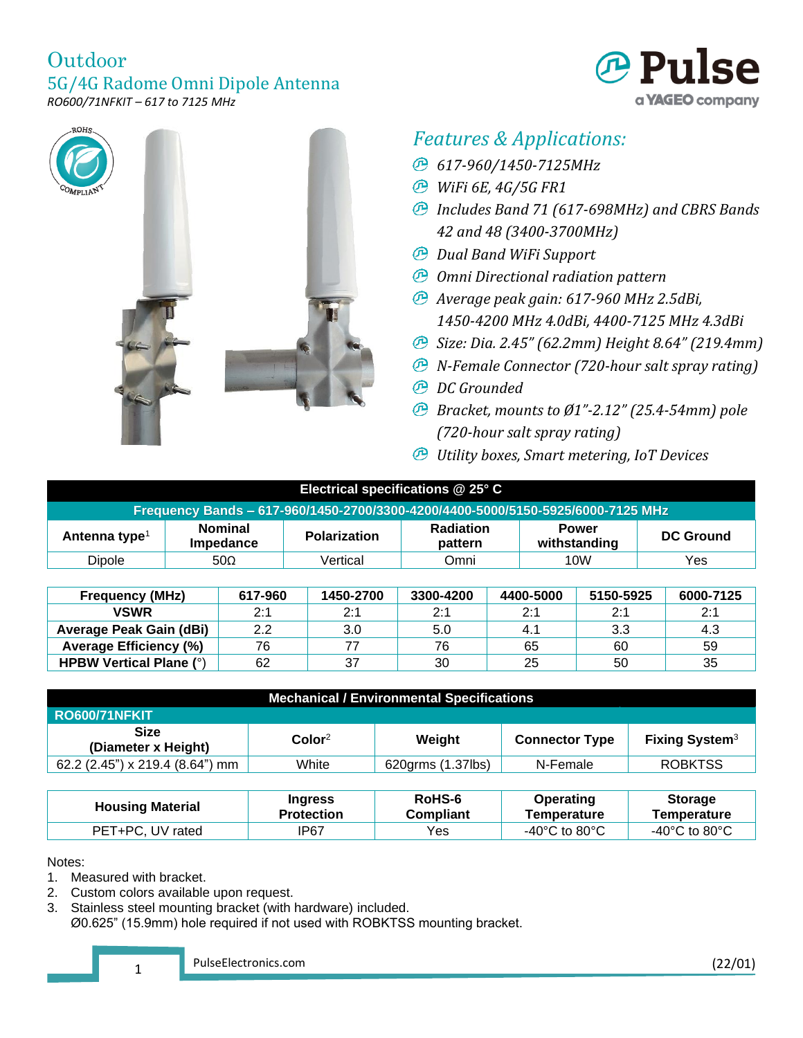# Outdoor
## 5G/4G Radome Omni Dipole Antenna
*RO600/71NFKIT – 617 to 7125 MHz*

## *Features & Applications:*

- *617-960/1450-7125MHz*
- *WiFi 6E, 4G/5G FR1*
- *Includes Band 71 (617-698MHz) and CBRS Bands 42 and 48 (3400-3700MHz)*
- *Dual Band WiFi Support*
- *Omni Directional radiation pattern*
- *Average peak gain: 617-960 MHz 2.5dBi, 1450-4200 MHz 4.0dBi, 4400-7125 MHz 4.3dBi*
- *Size: Dia. 2.45" (62.2mm) Height 8.64" (219.4mm)*
- *N-Female Connector (720-hour salt spray rating)*
- *DC Grounded*
- *Bracket, mounts to Ø1"-2.12" (25.4-54mm) pole (720-hour salt spray rating)*
- *Utility boxes, Smart metering, IoT Devices*

| Electrical specifications @ 25° C | | | | | |
|---|---|---|---|---|---|
| Frequency Bands – 617-960/1450-2700/3300-4200/4400-5000/5150-5925/6000-7125 MHz | | | | | |
| **Antenna type[1]** | **Nominal Impedance** | **Polarization** | **Radiation pattern** | **Power withstanding** | **DC Ground** |
| Dipole | 50Ω | Vertical | Omni | 10W | Yes |

| Frequency (MHz) | 617-960 | 1450-2700 | 3300-4200 | 4400-5000 | 5150-5925 | 6000-7125 |
|---|---|---|---|---|---|---|
| **VSWR** | 2:1 | 2:1 | 2:1 | 2:1 | 2:1 | 2:1 |
| **Average Peak Gain (dBi)** | 2.2 | 3.0 | 5.0 | 4.1 | 3.3 | 4.3 |
| **Average Efficiency (%)** | 76 | 77 | 76 | 65 | 60 | 59 |
| **HPBW Vertical Plane (°)** | 62 | 37 | 30 | 25 | 50 | 35 |

| Mechanical / Environmental Specifications | | | | |
|---|---|---|---|---|
| RO600/71NFKIT | | | | |
| **Size (Diameter x Height)** | **Color[2]** | **Weight** | **Connector Type** | **Fixing System[3]** |
| 62.2 (2.45") x 219.4 (8.64") mm | White | 620grms (1.37lbs) | N-Female | ROBKTSS |

| Housing Material | Ingress Protection | RoHS-6 Compliant | Operating Temperature | Storage Temperature |
|---|---|---|---|---|
| PET+PC, UV rated | IP67 | Yes | -40°C to 80°C | -40°C to 80°C |

Notes:
1. Measured with bracket.
2. Custom colors available upon request.
3. Stainless steel mounting bracket (with hardware) included.
   Ø0.625" (15.9mm) hole required if not used with ROBKTSS mounting bracket.

PulseElectronics.com (22/01)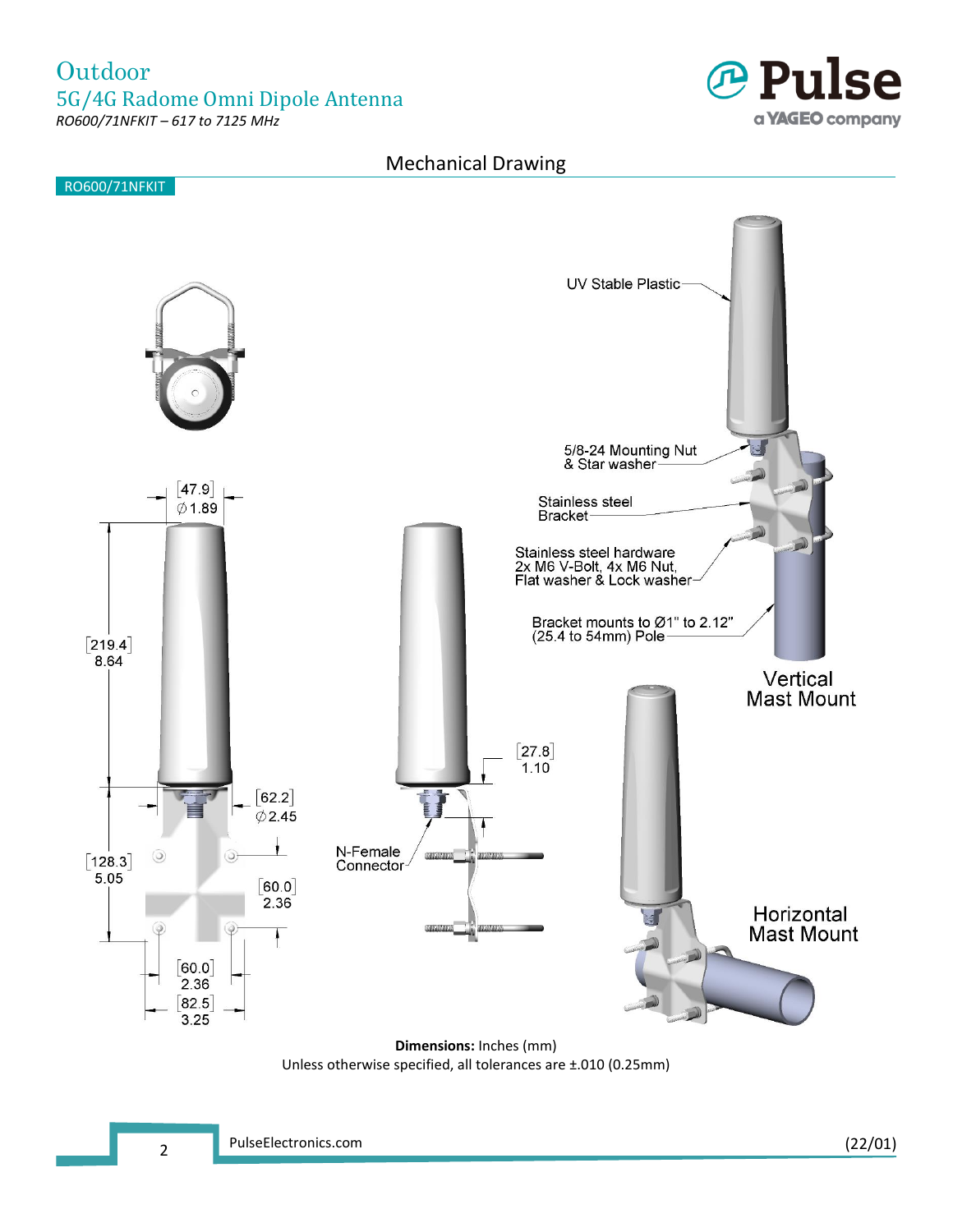# Outdoor

## 5G/4G Radome Omni Dipole Antenna

*RO600/71NFKIT – 617 to 7125 MHz*

## Mechanical Drawing

RO600/71NFKIT

UV Stable Plastic

5/8-24 Mounting Nut & Star washer

Stainless steel Bracket

Stainless steel hardware 2x M6 V-Bolt, 4x M6 Nut, Flat washer & Lock washer

Bracket mounts to Ø1" to 2.12" (25.4 to 54mm) Pole

Vertical Mast Mount

Horizontal Mast Mount

N-Female Connector

[47.9] ∅1.89

[219.4] 8.64

[62.2] ∅2.45

[128.3] 5.05

[60.0] 2.36

[60.0] 2.36

[82.5] 3.25

[27.8] 1.10

**Dimensions:** Inches (mm)
Unless otherwise specified, all tolerances are ±.010 (0.25mm)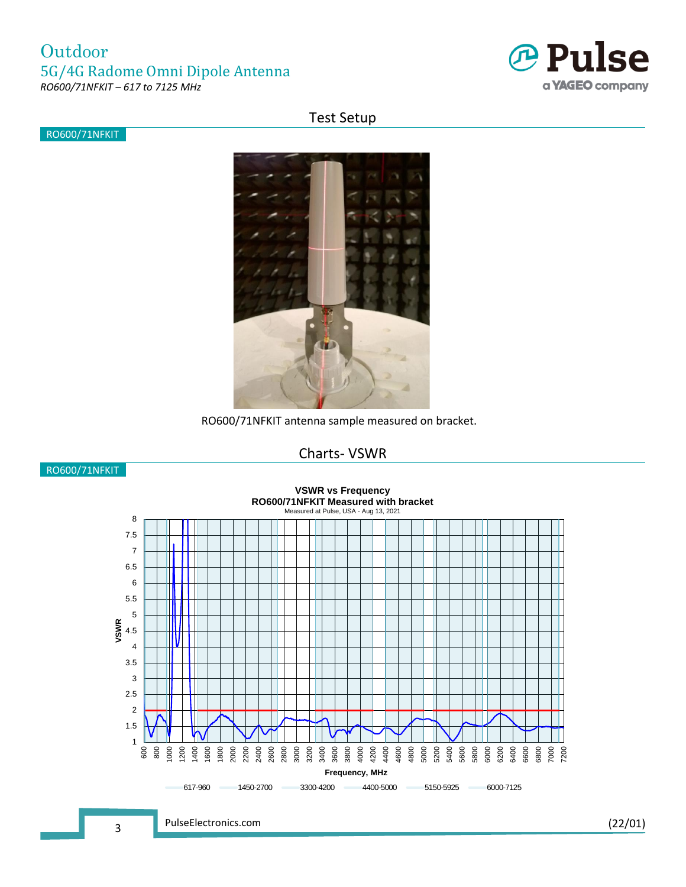## Test Setup

RO600/71NFKIT

RO600/71NFKIT antenna sample measured on bracket.

## Charts- VSWR

RO600/71NFKIT

**VSWR vs Frequency**
**RO600/71NFKIT Measured with bracket**
Measured at Pulse, USA - Aug 13, 2021

VSWR

Frequency, MHz

617-960 | 1450-2700 | 3300-4200 | 4400-5000 | 5150-5925 | 6000-7125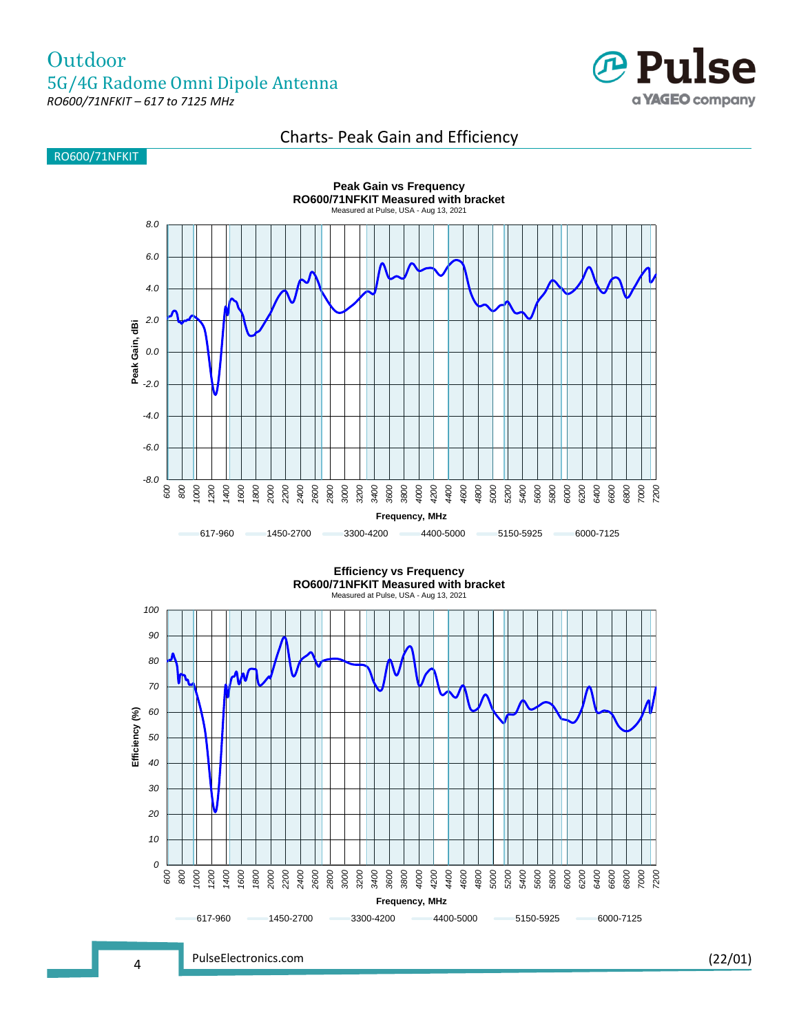## Charts- Peak Gain and Efficiency

RO600/71NFKIT

**Peak Gain vs Frequency**
**RO600/71NFKIT Measured with bracket**
Measured at Pulse, USA - Aug 13, 2021

Peak Gain, dBi: 8.0, 6.0, 4.0, 2.0, 0.0, -2.0, -4.0, -6.0, -8.0

Frequency, MHz: 600, 800, 1000, 1200, 1400, 1600, 1800, 2000, 2200, 2400, 2600, 2800, 3000, 3200, 3400, 3600, 3800, 4000, 4200, 4400, 4600, 4800, 5000, 5200, 5400, 5600, 5800, 6000, 6200, 6400, 6600, 6800, 7000, 7200

617-960 | 1450-2700 | 3300-4200 | 4400-5000 | 5150-5925 | 6000-7125

**Efficiency vs Frequency**
**RO600/71NFKIT Measured with bracket**
Measured at Pulse, USA - Aug 13, 2021

Efficiency (%): 100, 90, 80, 70, 60, 50, 40, 30, 20, 10, 0

Frequency, MHz: 600, 800, 1000, 1200, 1400, 1600, 1800, 2000, 2200, 2400, 2600, 2800, 3000, 3200, 3400, 3600, 3800, 4000, 4200, 4400, 4600, 4800, 5000, 5200, 5400, 5600, 5800, 6000, 6200, 6400, 6600, 6800, 7000, 7200

617-960 | 1450-2700 | 3300-4200 | 4400-5000 | 5150-5925 | 6000-7125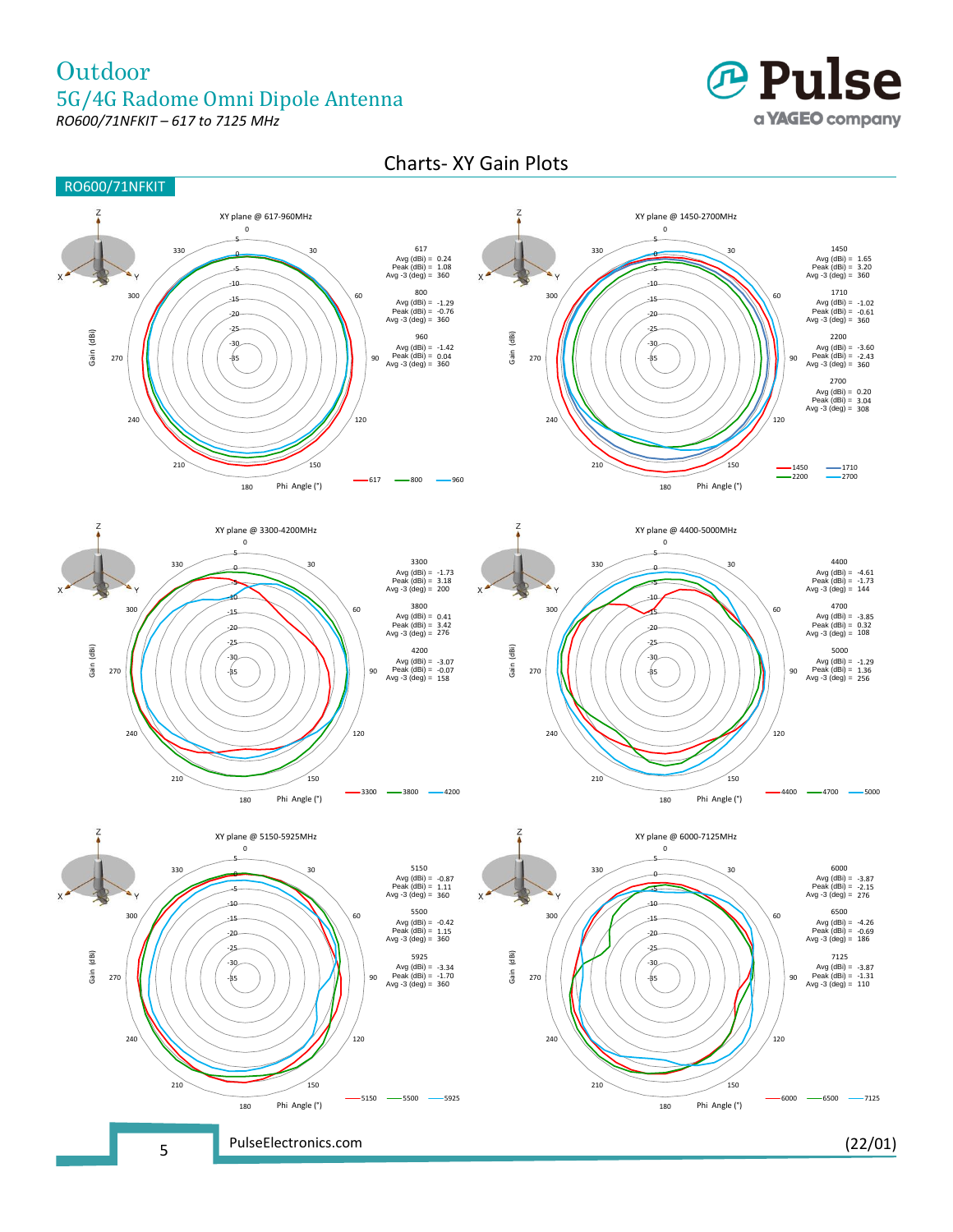# Charts- XY Gain Plots

## RO600/71NFKIT

**XY plane @ 617-960MHz**

| Freq (MHz) | Avg (dBi) | Peak (dBi) | Avg -3 (deg) |
|---|---|---|---|
| 617 | 0.24 | 1.08 | 360 |
| 800 | -1.29 | -0.76 | 360 |
| 960 | -1.42 | 0.04 | 360 |

**XY plane @ 1450-2700MHz**

| Freq (MHz) | Avg (dBi) | Peak (dBi) | Avg -3 (deg) |
|---|---|---|---|
| 1450 | 1.65 | 3.20 | 360 |
| 1710 | -1.02 | -0.61 | 360 |
| 2200 | -3.60 | -2.43 | 360 |
| 2700 | 0.20 | 3.04 | 308 |

**XY plane @ 3300-4200MHz**

| Freq (MHz) | Avg (dBi) | Peak (dBi) | Avg -3 (deg) |
|---|---|---|---|
| 3300 | -1.73 | 3.18 | 200 |
| 3800 | 0.41 | 3.42 | 276 |
| 4200 | -3.07 | -0.07 | 158 |

**XY plane @ 4400-5000MHz**

| Freq (MHz) | Avg (dBi) | Peak (dBi) | Avg -3 (deg) |
|---|---|---|---|
| 4400 | -4.61 | -1.73 | 144 |
| 4700 | -3.85 | 0.32 | 108 |
| 5000 | -1.29 | 1.36 | 256 |

**XY plane @ 5150-5925MHz**

| Freq (MHz) | Avg (dBi) | Peak (dBi) | Avg -3 (deg) |
|---|---|---|---|
| 5150 | -0.87 | 1.11 | 360 |
| 5500 | -0.42 | 1.15 | 360 |
| 5925 | -3.34 | -1.70 | 360 |

**XY plane @ 6000-7125MHz**

| Freq (MHz) | Avg (dBi) | Peak (dBi) | Avg -3 (deg) |
|---|---|---|---|
| 6000 | -3.87 | -2.15 | 276 |
| 6500 | -4.26 | -0.69 | 186 |
| 7125 | -3.87 | -1.31 | 110 |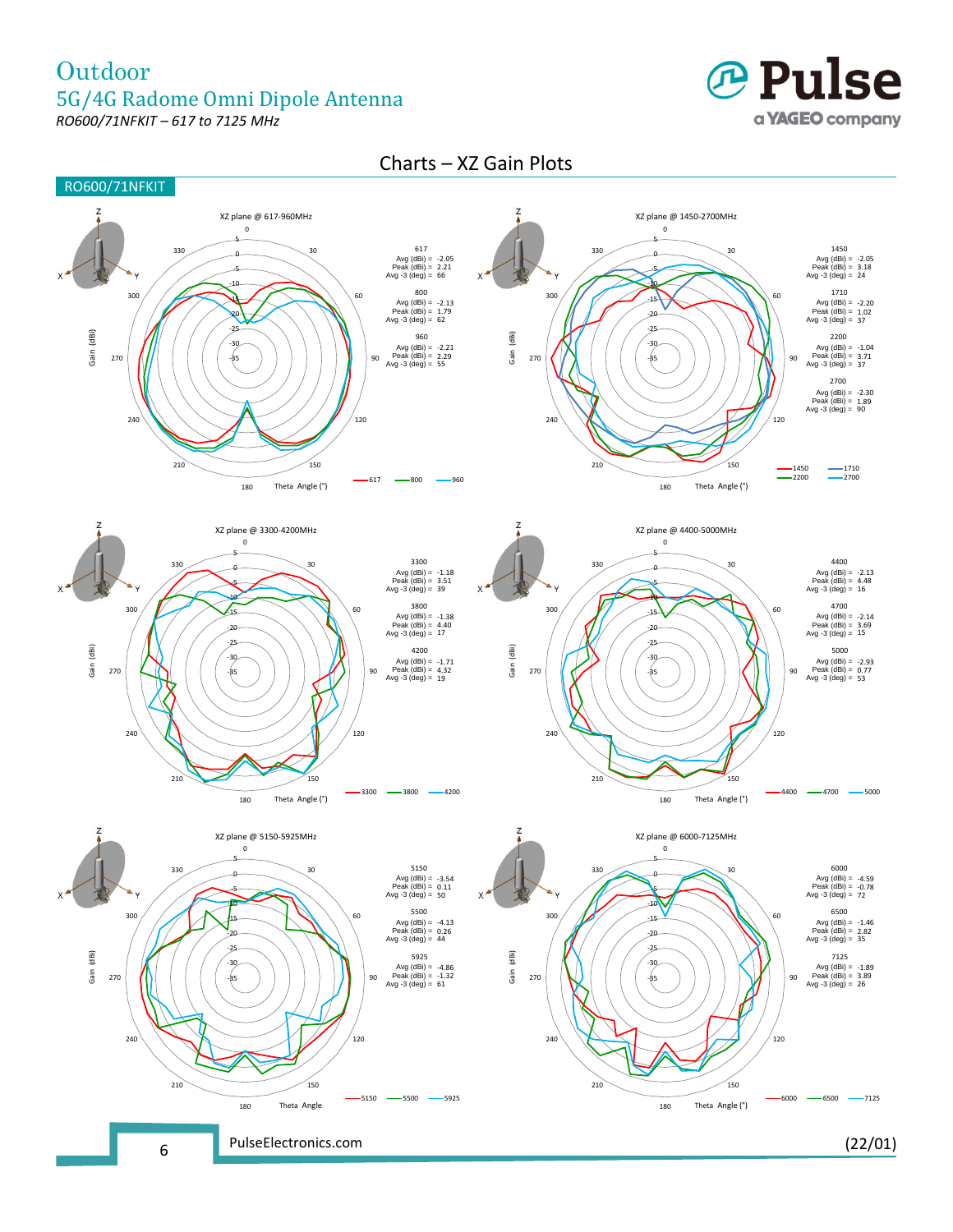Outdoor

5G/4G Radome Omni Dipole Antenna

*RO600/71NFKIT – 617 to 7125 MHz*

## Charts – XZ Gain Plots

**RO600/71NFKIT**

### XZ plane @ 617-960MHz

| Frequency (MHz) | Avg (dBi) | Peak (dBi) | Avg -3 (deg) |
|---|---|---|---|
| 617 | -2.05 | 2.21 | 66 |
| 800 | -2.13 | 1.79 | 62 |
| 960 | -2.21 | 2.29 | 55 |

### XZ plane @ 1450-2700MHz

| Frequency (MHz) | Avg (dBi) | Peak (dBi) | Avg -3 (deg) |
|---|---|---|---|
| 1450 | -2.05 | 3.18 | 24 |
| 1710 | -2.20 | 1.02 | 37 |
| 2200 | -1.04 | 3.71 | 37 |
| 2700 | -2.30 | 1.89 | 90 |

### XZ plane @ 3300-4200MHz

| Frequency (MHz) | Avg (dBi) | Peak (dBi) | Avg -3 (deg) |
|---|---|---|---|
| 3300 | -1.18 | 3.51 | 39 |
| 3800 | -1.38 | 4.40 | 17 |
| 4200 | -1.71 | 4.32 | 19 |

### XZ plane @ 4400-5000MHz

| Frequency (MHz) | Avg (dBi) | Peak (dBi) | Avg -3 (deg) |
|---|---|---|---|
| 4400 | -2.13 | 4.48 | 16 |
| 4700 | -2.14 | 3.69 | 15 |
| 5000 | -2.93 | 0.77 | 53 |

### XZ plane @ 5150-5925MHz

| Frequency (MHz) | Avg (dBi) | Peak (dBi) | Avg -3 (deg) |
|---|---|---|---|
| 5150 | -3.54 | 0.11 | 50 |
| 5500 | -4.13 | 0.26 | 44 |
| 5925 | -4.86 | -1.32 | 61 |

### XZ plane @ 6000-7125MHz

| Frequency (MHz) | Avg (dBi) | Peak (dBi) | Avg -3 (deg) |
|---|---|---|---|
| 6000 | -4.59 | -0.78 | 72 |
| 6500 | -1.46 | 2.82 | 35 |
| 7125 | -1.89 | 3.89 | 26 |

PulseElectronics.com

(22/01)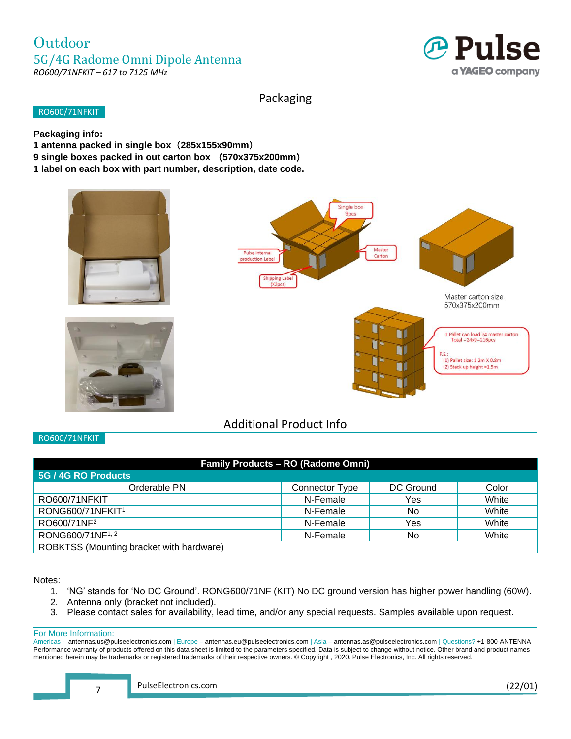## Packaging

RO600/71NFKIT

**Packaging info:**
**1 antenna packed in single box（285x155x90mm）**
**9 single boxes packed in out carton box （570x375x200mm）**
**1 label on each box with part number, description, date code.**

Single box 9pcs
Pulse internal production Label
Master Carton
Shipping Label (X2pcs)

Master carton size
570x375x200mm

1 Pallet can load 24 master carton
Total =24x9=216pcs

P.S.:
(1) Pallet size: 1.2m X 0.8m
(2) Stack up height =1.5m

## Additional Product Info

RO600/71NFKIT

| Family Products – RO (Radome Omni) | | | |
|---|---|---|---|
| **5G / 4G RO Products** | | | |
| Orderable PN | Connector Type | DC Ground | Color |
| RO600/71NFKIT | N-Female | Yes | White |
| RONG600/71NFKIT[1] | N-Female | No | White |
| RO600/71NF[2] | N-Female | Yes | White |
| RONG600/71NF[1, 2] | N-Female | No | White |
| ROBKTSS (Mounting bracket with hardware) | | | |

Notes:

1. 'NG' stands for 'No DC Ground'. RONG600/71NF (KIT) No DC ground version has higher power handling (60W).
2. Antenna only (bracket not included).
3. Please contact sales for availability, lead time, and/or any special requests. Samples available upon request.

For More Information:
Americas - antennas.us@pulseelectronics.com | Europe – antennas.eu@pulseelectronics.com | Asia – antennas.as@pulseelectronics.com | Questions? +1-800-ANTENNA
Performance warranty of products offered on this data sheet is limited to the parameters specified. Data is subject to change without notice. Other brand and product names mentioned herein may be trademarks or registered trademarks of their respective owners. © Copyright , 2020. Pulse Electronics, Inc. All rights reserved.